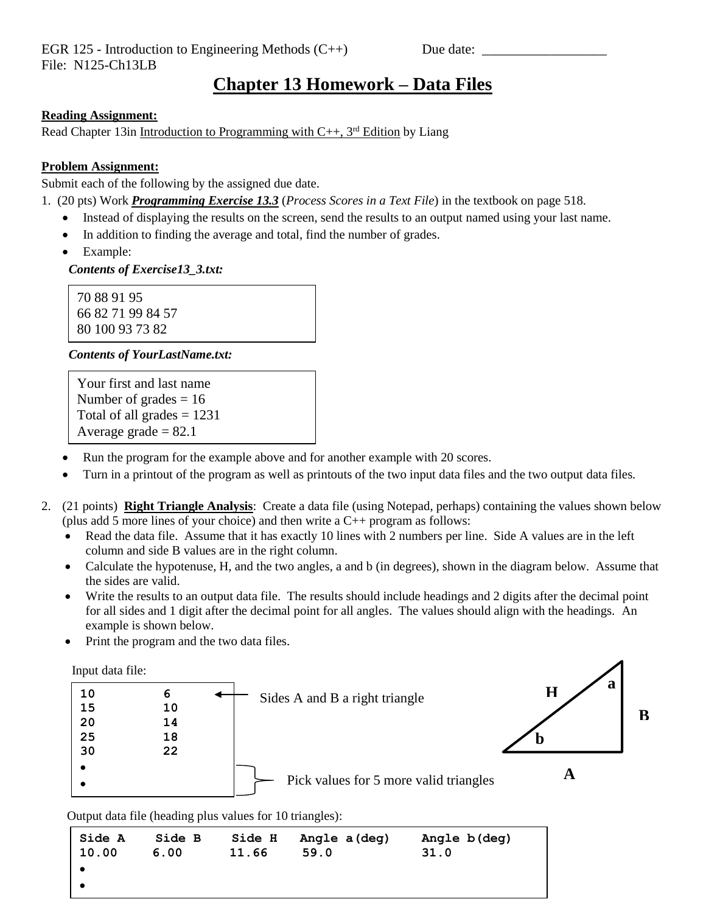EGR 125 - Introduction to Engineering Methods (C++) Due date: __________________

File: N125-Ch13LB

# Chapter 13 Homework – Data Files

**Reading Assignment:**

Read Chapter 13in Introduction to Programming with C++, 3rd Edition by Liang

**Problem Assignment:**

Submit each of the following by the assigned due date.

1. (20 pts) Work ***Programming Exercise 13.3*** (*Process Scores in a Text File*) in the textbook on page 518.
   - Instead of displaying the results on the screen, send the results to an output named using your last name.
   - In addition to finding the average and total, find the number of grades.
   - Example:

   ***Contents of Exercise13_3.txt:***

   ```
   70 88 91 95
   66 82 71 99 84 57
   80 100 93 73 82
   ```

   ***Contents of YourLastName.txt:***

   ```
   Your first and last name
   Number of grades = 16
   Total of all grades = 1231
   Average grade = 82.1
   ```

   - Run the program for the example above and for another example with 20 scores.
   - Turn in a printout of the program as well as printouts of the two input data files and the two output data files.

2. (21 points) **Right Triangle Analysis**: Create a data file (using Notepad, perhaps) containing the values shown below (plus add 5 more lines of your choice) and then write a C++ program as follows:
   - Read the data file. Assume that it has exactly 10 lines with 2 numbers per line. Side A values are in the left column and side B values are in the right column.
   - Calculate the hypotenuse, H, and the two angles, a and b (in degrees), shown in the diagram below. Assume that the sides are valid.
   - Write the results to an output data file. The results should include headings and 2 digits after the decimal point for all sides and 1 digit after the decimal point for all angles. The values should align with the headings. An example is shown below.
   - Print the program and the two data files.

   Input data file:

   ```
   10        6        <-- Sides A and B a right triangle
   15        10
   20        14
   25        18
   30        22
   •
   •                  } Pick values for 5 more valid triangles
   ```

   (Diagram: right triangle with horizontal side A, vertical side B, hypotenuse H; angle b is between A and H, angle a is between B and H.)

   Output data file (heading plus values for 10 triangles):

   ```
   Side A    Side B    Side H   Angle a(deg)    Angle b(deg)
   10.00     6.00      11.66     59.0           31.0
   •
   •
   ```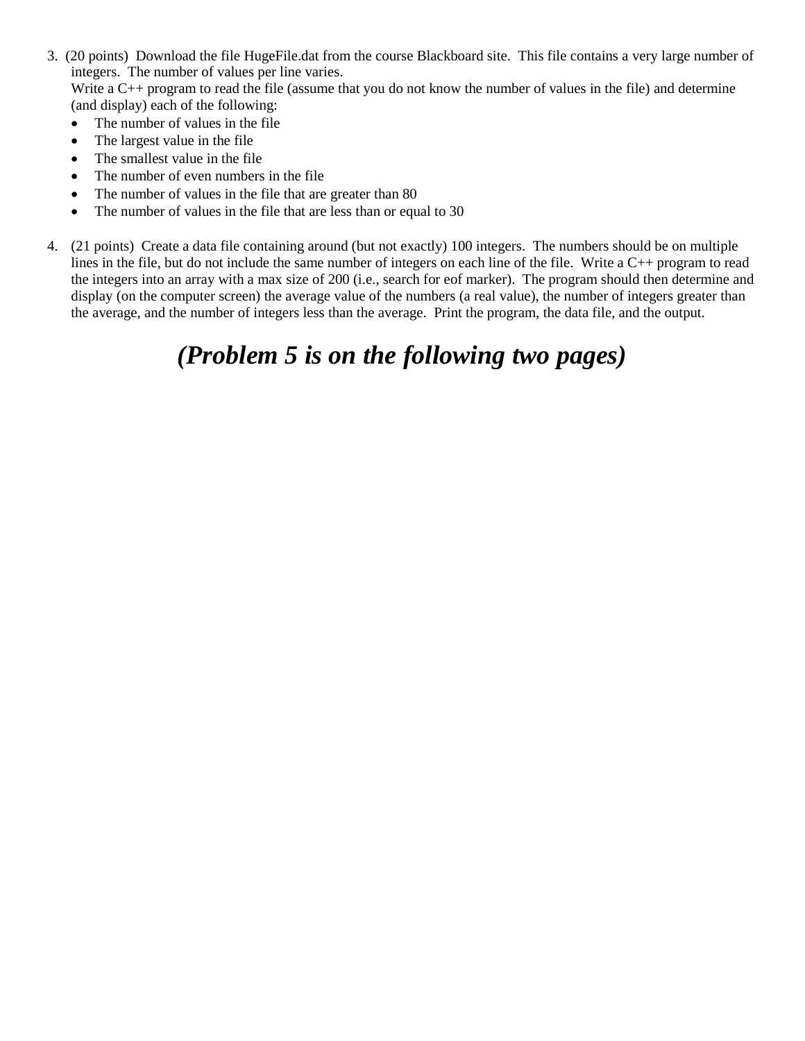3. (20 points) Download the file HugeFile.dat from the course Blackboard site. This file contains a very large number of integers. The number of values per line varies.
   Write a C++ program to read the file (assume that you do not know the number of values in the file) and determine (and display) each of the following:
   - The number of values in the file
   - The largest value in the file
   - The smallest value in the file
   - The number of even numbers in the file
   - The number of values in the file that are greater than 80
   - The number of values in the file that are less than or equal to 30

4. (21 points) Create a data file containing around (but not exactly) 100 integers. The numbers should be on multiple lines in the file, but do not include the same number of integers on each line of the file. Write a C++ program to read the integers into an array with a max size of 200 (i.e., search for eof marker). The program should then determine and display (on the computer screen) the average value of the numbers (a real value), the number of integers greater than the average, and the number of integers less than the average. Print the program, the data file, and the output.

***(Problem 5 is on the following two pages)***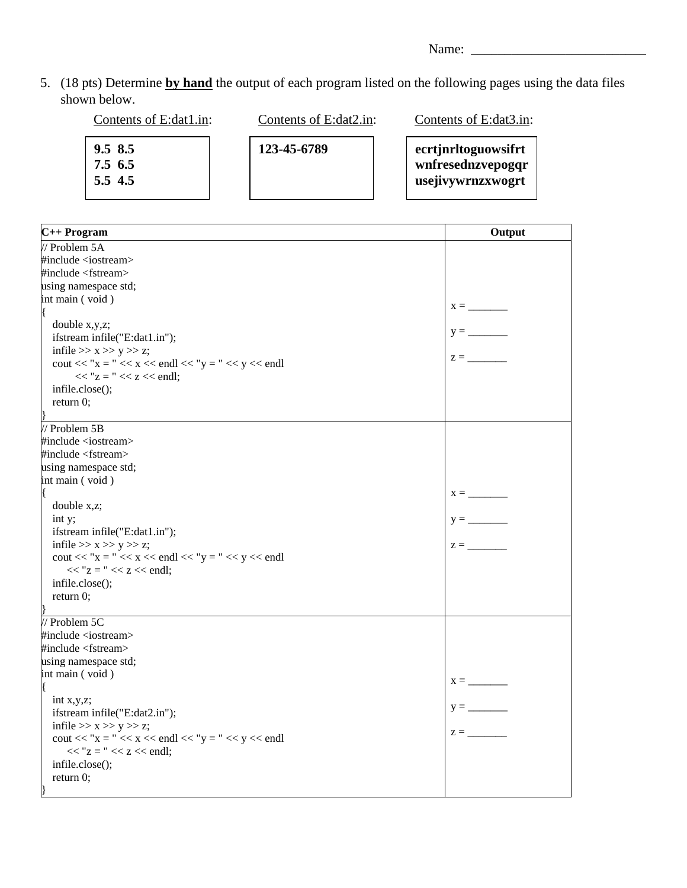Name: ___________________________

5. (18 pts) Determine **by hand** the output of each program listed on the following pages using the data files shown below.

Contents of E:dat1.in:

```
9.5  8.5
7.5  6.5
5.5  4.5
```

Contents of E:dat2.in:

```
123-45-6789
```

Contents of E:dat3.in:

```
ecrtjnrltoguowsifrt
wnfresednzvepogqr
usejivywrnzxwogrt
```

| C++ Program | Output |
|---|---|
| `// Problem 5A`<br>`#include <iostream>`<br>`#include <fstream>`<br>`using namespace std;`<br>`int main ( void )`<br>`{`<br>`double x,y,z;`<br>`ifstream infile("E:dat1.in");`<br>`infile >> x >> y >> z;`<br>`cout << "x = " << x << endl << "y = " << y << endl`<br>`<< "z = " << z << endl;`<br>`infile.close();`<br>`return 0;`<br>`}` | x = _______<br><br>y = _______<br><br>z = _______ |
| `// Problem 5B`<br>`#include <iostream>`<br>`#include <fstream>`<br>`using namespace std;`<br>`int main ( void )`<br>`{`<br>`double x,z;`<br>`int y;`<br>`ifstream infile("E:dat1.in");`<br>`infile >> x >> y >> z;`<br>`cout << "x = " << x << endl << "y = " << y << endl`<br>`<< "z = " << z << endl;`<br>`infile.close();`<br>`return 0;`<br>`}` | x = _______<br><br>y = _______<br><br>z = _______ |
| `// Problem 5C`<br>`#include <iostream>`<br>`#include <fstream>`<br>`using namespace std;`<br>`int main ( void )`<br>`{`<br>`int x,y,z;`<br>`ifstream infile("E:dat2.in");`<br>`infile >> x >> y >> z;`<br>`cout << "x = " << x << endl << "y = " << y << endl`<br>`<< "z = " << z << endl;`<br>`infile.close();`<br>`return 0;`<br>`}` | x = _______<br><br>y = _______<br><br>z = _______ |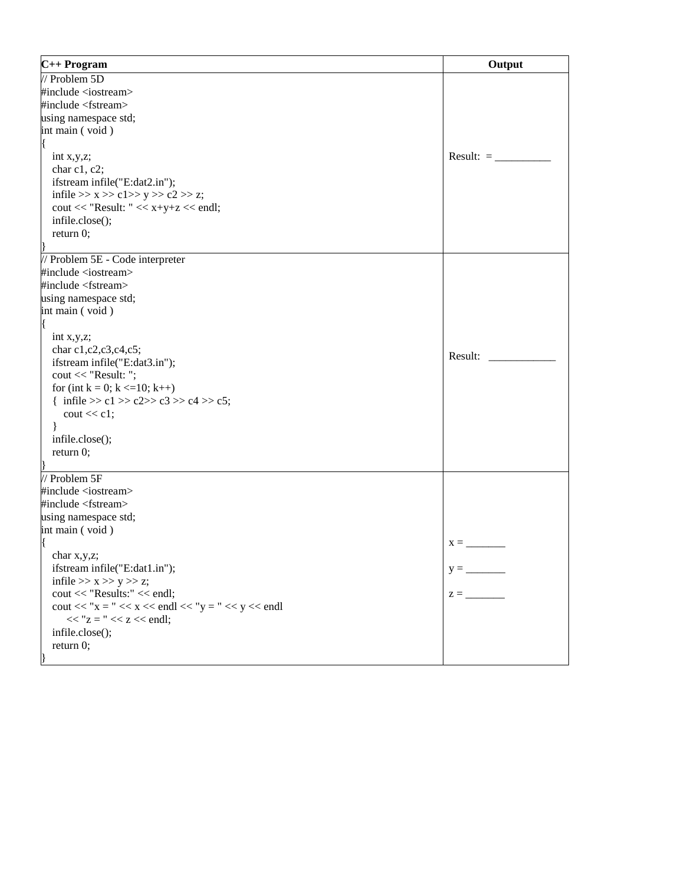| C++ Program | Output |
| --- | --- |
| // Problem 5D<br>#include <iostream><br>#include <fstream><br>using namespace std;<br>int main ( void )<br>{<br>&nbsp;&nbsp;&nbsp;int x,y,z;<br>&nbsp;&nbsp;&nbsp;char c1, c2;<br>&nbsp;&nbsp;&nbsp;ifstream infile("E:dat2.in");<br>&nbsp;&nbsp;&nbsp;infile >> x >> c1>> y >> c2 >> z;<br>&nbsp;&nbsp;&nbsp;cout << "Result: " << x+y+z << endl;<br>&nbsp;&nbsp;&nbsp;infile.close();<br>&nbsp;&nbsp;&nbsp;return 0;<br>} | Result: = __________ |
| // Problem 5E - Code interpreter<br>#include <iostream><br>#include <fstream><br>using namespace std;<br>int main ( void )<br>{<br>&nbsp;&nbsp;&nbsp;int x,y,z;<br>&nbsp;&nbsp;&nbsp;char c1,c2,c3,c4,c5;<br>&nbsp;&nbsp;&nbsp;ifstream infile("E:dat3.in");<br>&nbsp;&nbsp;&nbsp;cout << "Result: ";<br>&nbsp;&nbsp;&nbsp;for (int k = 0; k <=10; k++)<br>&nbsp;&nbsp;&nbsp;{ &nbsp;infile >> c1 >> c2>> c3 >> c4 >> c5;<br>&nbsp;&nbsp;&nbsp;&nbsp;&nbsp;&nbsp;cout << c1;<br>&nbsp;&nbsp;&nbsp;}<br>&nbsp;&nbsp;&nbsp;infile.close();<br>&nbsp;&nbsp;&nbsp;return 0;<br>} | Result: ____________ |
| // Problem 5F<br>#include <iostream><br>#include <fstream><br>using namespace std;<br>int main ( void )<br>{<br>&nbsp;&nbsp;&nbsp;char x,y,z;<br>&nbsp;&nbsp;&nbsp;ifstream infile("E:dat1.in");<br>&nbsp;&nbsp;&nbsp;infile >> x >> y >> z;<br>&nbsp;&nbsp;&nbsp;cout << "Results:" << endl;<br>&nbsp;&nbsp;&nbsp;cout << "x = " << x << endl << "y = " << y << endl<br>&nbsp;&nbsp;&nbsp;&nbsp;&nbsp;&nbsp;&nbsp;&nbsp;<< "z = " << z << endl;<br>&nbsp;&nbsp;&nbsp;infile.close();<br>&nbsp;&nbsp;&nbsp;return 0;<br>} | x = _______<br><br>y = _______<br><br>z = _______ |